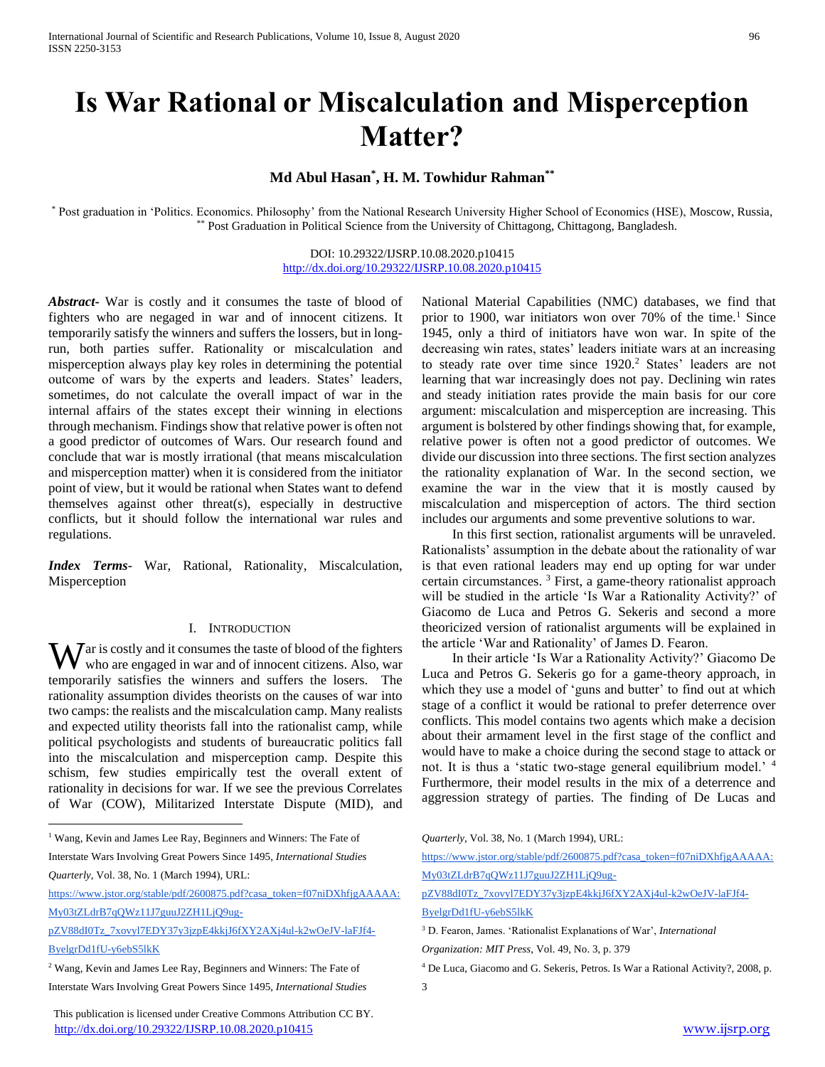# Is War Rational or Miscalculation and Misperception Matter?

**Md Abul Hasan[*], H. M. Towhidur Rahman[**]**

[*] Post graduation in 'Politics. Economics. Philosophy' from the National Research University Higher School of Economics (HSE), Moscow, Russia,
[**] Post Graduation in Political Science from the University of Chittagong, Chittagong, Bangladesh.

DOI: 10.29322/IJSRP.10.08.2020.p10415
http://dx.doi.org/10.29322/IJSRP.10.08.2020.p10415

***Abstract***- War is costly and it consumes the taste of blood of fighters who are negaged in war and of innocent citizens. It temporarily satisfy the winners and suffers the lossers, but in long-run, both parties suffer. Rationality or miscalculation and misperception always play key roles in determining the potential outcome of wars by the experts and leaders. States' leaders, sometimes, do not calculate the overall impact of war in the internal affairs of the states except their winning in elections through mechanism. Findings show that relative power is often not a good predictor of outcomes of Wars. Our research found and conclude that war is mostly irrational (that means miscalculation and misperception matter) when it is considered from the initiator point of view, but it would be rational when States want to defend themselves against other threat(s), especially in destructive conflicts, but it should follow the international war rules and regulations.

***Index Terms***- War, Rational, Rationality, Miscalculation, Misperception

## I. Introduction

War is costly and it consumes the taste of blood of the fighters who are engaged in war and of innocent citizens. Also, war temporarily satisfies the winners and suffers the losers. The rationality assumption divides theorists on the causes of war into two camps: the realists and the miscalculation camp. Many realists and expected utility theorists fall into the rationalist camp, while political psychologists and students of bureaucratic politics fall into the miscalculation and misperception camp. Despite this schism, few studies empirically test the overall extent of rationality in decisions for war. If we see the previous Correlates of War (COW), Militarized Interstate Dispute (MID), and National Material Capabilities (NMC) databases, we find that prior to 1900, war initiators won over 70% of the time.[1] Since 1945, only a third of initiators have won war. In spite of the decreasing win rates, states' leaders initiate wars at an increasing to steady rate over time since 1920.[2] States' leaders are not learning that war increasingly does not pay. Declining win rates and steady initiation rates provide the main basis for our core argument: miscalculation and misperception are increasing. This argument is bolstered by other findings showing that, for example, relative power is often not a good predictor of outcomes. We divide our discussion into three sections. The first section analyzes the rationality explanation of War. In the second section, we examine the war in the view that it is mostly caused by miscalculation and misperception of actors. The third section includes our arguments and some preventive solutions to war.

In this first section, rationalist arguments will be unraveled. Rationalists' assumption in the debate about the rationality of war is that even rational leaders may end up opting for war under certain circumstances. [3] First, a game-theory rationalist approach will be studied in the article 'Is War a Rationality Activity?' of Giacomo de Luca and Petros G. Sekeris and second a more theoricized version of rationalist arguments will be explained in the article 'War and Rationality' of James D. Fearon.

In their article 'Is War a Rationality Activity?' Giacomo De Luca and Petros G. Sekeris go for a game-theory approach, in which they use a model of 'guns and butter' to find out at which stage of a conflict it would be rational to prefer deterrence over conflicts. This model contains two agents which make a decision about their armament level in the first stage of the conflict and would have to make a choice during the second stage to attack or not. It is thus a 'static two-stage general equilibrium model.' [4] Furthermore, their model results in the mix of a deterrence and aggression strategy of parties. The finding of De Lucas and

---

[1] Wang, Kevin and James Lee Ray, Beginners and Winners: The Fate of Interstate Wars Involving Great Powers Since 1495, *International Studies Quarterly*, Vol. 38, No. 1 (March 1994), URL: https://www.jstor.org/stable/pdf/2600875.pdf?casa_token=f07niDXhfjgAAAAA:My03tZLdrB7qQWz11J7guuJ2ZH1LjQ9ug-pZV88dI0Tz_7xovyl7EDY37y3jzpE4kkjJ6fXY2AXj4ul-k2wOeJV-laFJf4-ByelgrDd1fU-y6ebS5lkK

[2] Wang, Kevin and James Lee Ray, Beginners and Winners: The Fate of Interstate Wars Involving Great Powers Since 1495, *International Studies Quarterly*, Vol. 38, No. 1 (March 1994), URL: https://www.jstor.org/stable/pdf/2600875.pdf?casa_token=f07niDXhfjgAAAAA:My03tZLdrB7qQWz11J7guuJ2ZH1LjQ9ug-pZV88dI0Tz_7xovyl7EDY37y3jzpE4kkjJ6fXY2AXj4ul-k2wOeJV-laFJf4-ByelgrDd1fU-y6ebS5lkK

[3] D. Fearon, James. 'Rationalist Explanations of War', *International Organization: MIT Press*, Vol. 49, No. 3, p. 379

[4] De Luca, Giacomo and G. Sekeris, Petros. Is War a Rational Activity?, 2008, p. 3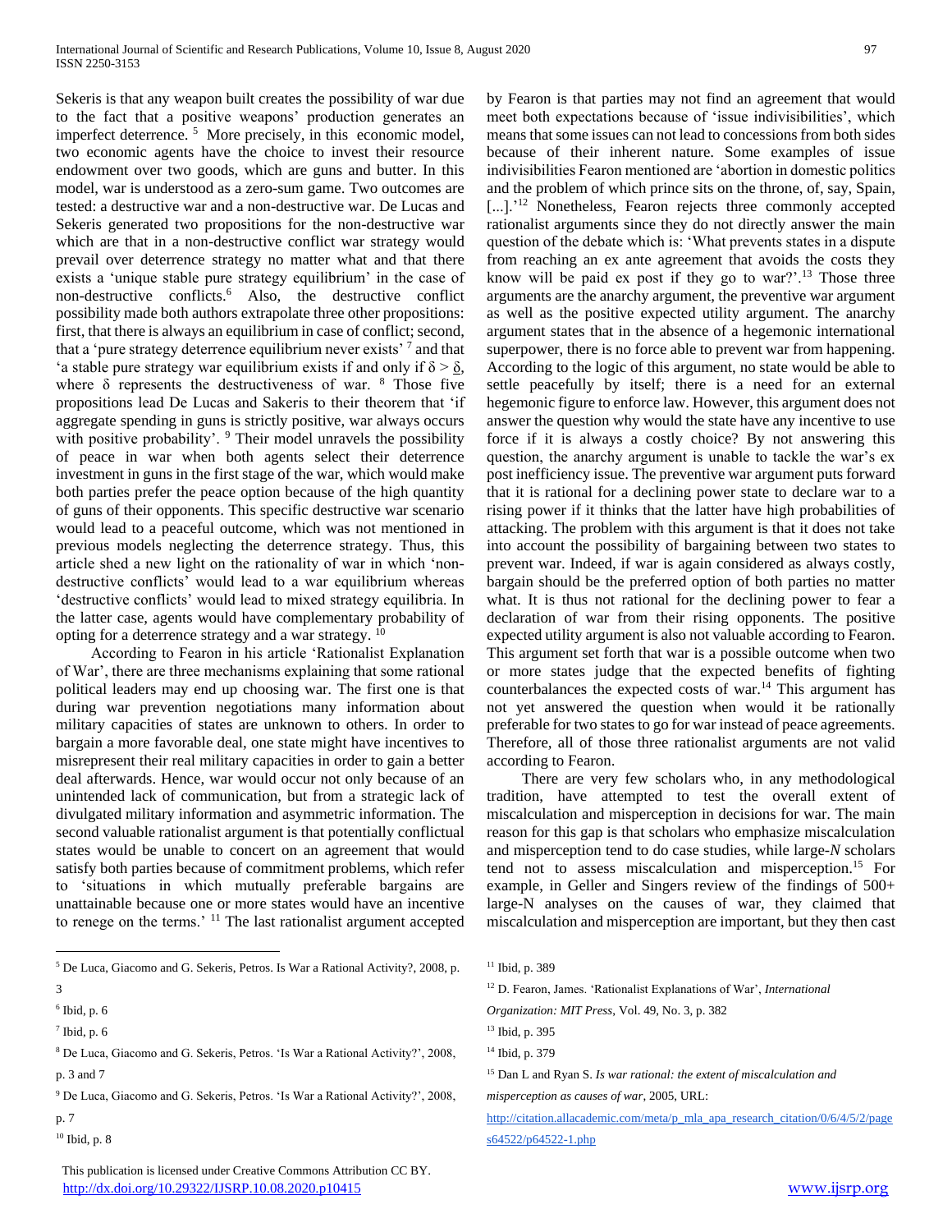Sekeris is that any weapon built creates the possibility of war due to the fact that a positive weapons' production generates an imperfect deterrence. [5] More precisely, in this economic model, two economic agents have the choice to invest their resource endowment over two goods, which are guns and butter. In this model, war is understood as a zero-sum game. Two outcomes are tested: a destructive war and a non-destructive war. De Lucas and Sekeris generated two propositions for the non-destructive war which are that in a non-destructive conflict war strategy would prevail over deterrence strategy no matter what and that there exists a 'unique stable pure strategy equilibrium' in the case of non-destructive conflicts.[6] Also, the destructive conflict possibility made both authors extrapolate three other propositions: first, that there is always an equilibrium in case of conflict; second, that a 'pure strategy deterrence equilibrium never exists' [7] and that 'a stable pure strategy war equilibrium exists if and only if $\delta > \underline{\delta}$, where $\delta$ represents the destructiveness of war. [8] Those five propositions lead De Lucas and Sakeris to their theorem that 'if aggregate spending in guns is strictly positive, war always occurs with positive probability'. [9] Their model unravels the possibility of peace in war when both agents select their deterrence investment in guns in the first stage of the war, which would make both parties prefer the peace option because of the high quantity of guns of their opponents. This specific destructive war scenario would lead to a peaceful outcome, which was not mentioned in previous models neglecting the deterrence strategy. Thus, this article shed a new light on the rationality of war in which 'non-destructive conflicts' would lead to a war equilibrium whereas 'destructive conflicts' would lead to mixed strategy equilibria. In the latter case, agents would have complementary probability of opting for a deterrence strategy and a war strategy. [10]

According to Fearon in his article 'Rationalist Explanation of War', there are three mechanisms explaining that some rational political leaders may end up choosing war. The first one is that during war prevention negotiations many information about military capacities of states are unknown to others. In order to bargain a more favorable deal, one state might have incentives to misrepresent their real military capacities in order to gain a better deal afterwards. Hence, war would occur not only because of an unintended lack of communication, but from a strategic lack of divulgated military information and asymmetric information. The second valuable rationalist argument is that potentially conflictual states would be unable to concert on an agreement that would satisfy both parties because of commitment problems, which refer to 'situations in which mutually preferable bargains are unattainable because one or more states would have an incentive to renege on the terms.' [11] The last rationalist argument accepted by Fearon is that parties may not find an agreement that would meet both expectations because of 'issue indivisibilities', which means that some issues can not lead to concessions from both sides because of their inherent nature. Some examples of issue indivisibilities Fearon mentioned are 'abortion in domestic politics and the problem of which prince sits on the throne, of, say, Spain, [...].'[12] Nonetheless, Fearon rejects three commonly accepted rationalist arguments since they do not directly answer the main question of the debate which is: 'What prevents states in a dispute from reaching an ex ante agreement that avoids the costs they know will be paid ex post if they go to war?'.[13] Those three arguments are the anarchy argument, the preventive war argument as well as the positive expected utility argument. The anarchy argument states that in the absence of a hegemonic international superpower, there is no force able to prevent war from happening. According to the logic of this argument, no state would be able to settle peacefully by itself; there is a need for an external hegemonic figure to enforce law. However, this argument does not answer the question why would the state have any incentive to use force if it is always a costly choice? By not answering this question, the anarchy argument is unable to tackle the war's ex post inefficiency issue. The preventive war argument puts forward that it is rational for a declining power state to declare war to a rising power if it thinks that the latter have high probabilities of attacking. The problem with this argument is that it does not take into account the possibility of bargaining between two states to prevent war. Indeed, if war is again considered as always costly, bargain should be the preferred option of both parties no matter what. It is thus not rational for the declining power to fear a declaration of war from their rising opponents. The positive expected utility argument is also not valuable according to Fearon. This argument set forth that war is a possible outcome when two or more states judge that the expected benefits of fighting counterbalances the expected costs of war.[14] This argument has not yet answered the question when would it be rationally preferable for two states to go for war instead of peace agreements. Therefore, all of those three rationalist arguments are not valid according to Fearon.

There are very few scholars who, in any methodological tradition, have attempted to test the overall extent of miscalculation and misperception in decisions for war. The main reason for this gap is that scholars who emphasize miscalculation and misperception tend to do case studies, while large-*N* scholars tend not to assess miscalculation and misperception.[15] For example, in Geller and Singers review of the findings of 500+ large-N analyses on the causes of war, they claimed that miscalculation and misperception are important, but they then cast

---

[5] De Luca, Giacomo and G. Sekeris, Petros. Is War a Rational Activity?, 2008, p. 3

[6] Ibid, p. 6

[7] Ibid, p. 6

[8] De Luca, Giacomo and G. Sekeris, Petros. 'Is War a Rational Activity?', 2008, p. 3 and 7

[9] De Luca, Giacomo and G. Sekeris, Petros. 'Is War a Rational Activity?', 2008, p. 7

[10] Ibid, p. 8

[11] Ibid, p. 389

[12] D. Fearon, James. 'Rationalist Explanations of War', *International Organization: MIT Press*, Vol. 49, No. 3, p. 382

[13] Ibid, p. 395

[14] Ibid, p. 379

[15] Dan L and Ryan S. *Is war rational: the extent of miscalculation and misperception as causes of war*, 2005, URL: http://citation.allacademic.com/meta/p_mla_apa_research_citation/0/6/4/5/2/pages64522/p64522-1.php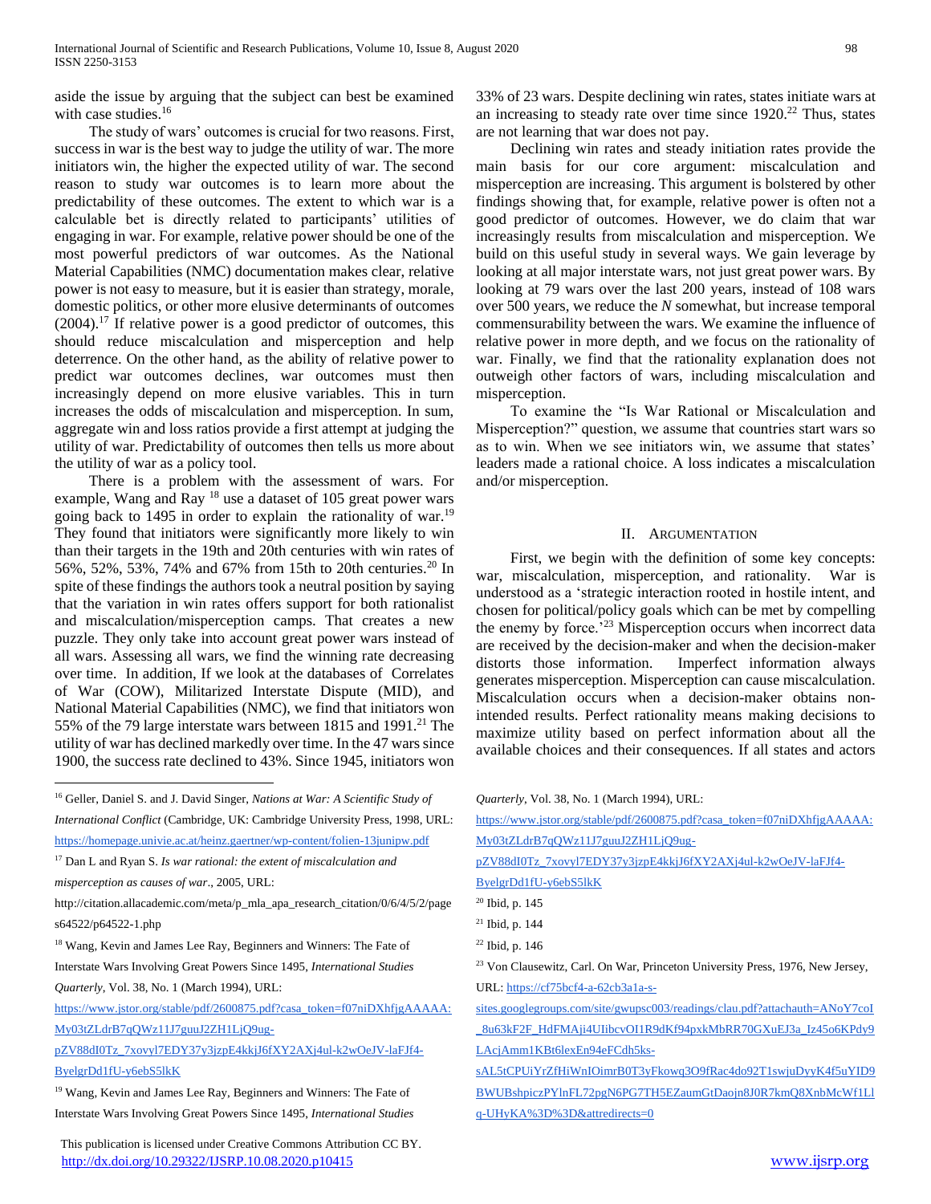aside the issue by arguing that the subject can best be examined with case studies.[16]

The study of wars' outcomes is crucial for two reasons. First, success in war is the best way to judge the utility of war. The more initiators win, the higher the expected utility of war. The second reason to study war outcomes is to learn more about the predictability of these outcomes. The extent to which war is a calculable bet is directly related to participants' utilities of engaging in war. For example, relative power should be one of the most powerful predictors of war outcomes. As the National Material Capabilities (NMC) documentation makes clear, relative power is not easy to measure, but it is easier than strategy, morale, domestic politics, or other more elusive determinants of outcomes (2004).[17] If relative power is a good predictor of outcomes, this should reduce miscalculation and misperception and help deterrence. On the other hand, as the ability of relative power to predict war outcomes declines, war outcomes must then increasingly depend on more elusive variables. This in turn increases the odds of miscalculation and misperception. In sum, aggregate win and loss ratios provide a first attempt at judging the utility of war. Predictability of outcomes then tells us more about the utility of war as a policy tool.

There is a problem with the assessment of wars. For example, Wang and Ray [18] use a dataset of 105 great power wars going back to 1495 in order to explain the rationality of war.[19] They found that initiators were significantly more likely to win than their targets in the 19th and 20th centuries with win rates of 56%, 52%, 53%, 74% and 67% from 15th to 20th centuries.[20] In spite of these findings the authors took a neutral position by saying that the variation in win rates offers support for both rationalist and miscalculation/misperception camps. That creates a new puzzle. They only take into account great power wars instead of all wars. Assessing all wars, we find the winning rate decreasing over time. In addition, If we look at the databases of Correlates of War (COW), Militarized Interstate Dispute (MID), and National Material Capabilities (NMC), we find that initiators won 55% of the 79 large interstate wars between 1815 and 1991.[21] The utility of war has declined markedly over time. In the 47 wars since 1900, the success rate declined to 43%. Since 1945, initiators won 33% of 23 wars. Despite declining win rates, states initiate wars at an increasing to steady rate over time since 1920.[22] Thus, states are not learning that war does not pay.

Declining win rates and steady initiation rates provide the main basis for our core argument: miscalculation and misperception are increasing. This argument is bolstered by other findings showing that, for example, relative power is often not a good predictor of outcomes. However, we do claim that war increasingly results from miscalculation and misperception. We build on this useful study in several ways. We gain leverage by looking at all major interstate wars, not just great power wars. By looking at 79 wars over the last 200 years, instead of 108 wars over 500 years, we reduce the *N* somewhat, but increase temporal commensurability between the wars. We examine the influence of relative power in more depth, and we focus on the rationality of war. Finally, we find that the rationality explanation does not outweigh other factors of wars, including miscalculation and misperception.

To examine the "Is War Rational or Miscalculation and Misperception?" question, we assume that countries start wars so as to win. When we see initiators win, we assume that states' leaders made a rational choice. A loss indicates a miscalculation and/or misperception.

## II. Argumentation

First, we begin with the definition of some key concepts: war, miscalculation, misperception, and rationality. War is understood as a 'strategic interaction rooted in hostile intent, and chosen for political/policy goals which can be met by compelling the enemy by force.'[23] Misperception occurs when incorrect data are received by the decision-maker and when the decision-maker distorts those information. Imperfect information always generates misperception. Misperception can cause miscalculation. Miscalculation occurs when a decision-maker obtains non-intended results. Perfect rationality means making decisions to maximize utility based on perfect information about all the available choices and their consequences. If all states and actors

---

[16] Geller, Daniel S. and J. David Singer, *Nations at War: A Scientific Study of International Conflict* (Cambridge, UK: Cambridge University Press, 1998, URL: https://homepage.univie.ac.at/heinz.gaertner/wp-content/folien-13junipw.pdf

[17] Dan L and Ryan S. *Is war rational: the extent of miscalculation and misperception as causes of war*., 2005, URL: http://citation.allacademic.com/meta/p_mla_apa_research_citation/0/6/4/5/2/pages64522/p64522-1.php

[18] Wang, Kevin and James Lee Ray, Beginners and Winners: The Fate of Interstate Wars Involving Great Powers Since 1495, *International Studies Quarterly*, Vol. 38, No. 1 (March 1994), URL: https://www.jstor.org/stable/pdf/2600875.pdf?casa_token=f07niDXhfjgAAAAA:My03tZLdrB7qQWz11J7guuJ2ZH1LjQ9ug-pZV88dI0Tz_7xovyl7EDY37y3jzpE4kkjJ6fXY2AXj4ul-k2wOeJV-laFJf4-ByelgrDd1fU-y6ebS5lkK

[19] Wang, Kevin and James Lee Ray, Beginners and Winners: The Fate of Interstate Wars Involving Great Powers Since 1495, *International Studies Quarterly*, Vol. 38, No. 1 (March 1994), URL: https://www.jstor.org/stable/pdf/2600875.pdf?casa_token=f07niDXhfjgAAAAA:My03tZLdrB7qQWz11J7guuJ2ZH1LjQ9ug-pZV88dI0Tz_7xovyl7EDY37y3jzpE4kkjJ6fXY2AXj4ul-k2wOeJV-laFJf4-ByelgrDd1fU-y6ebS5lkK

[20] Ibid, p. 145

[21] Ibid, p. 144

[22] Ibid, p. 146

[23] Von Clausewitz, Carl. On War, Princeton University Press, 1976, New Jersey, URL: https://cf75bcf4-a-62cb3a1a-s-sites.googlegroups.com/site/gwupsc003/readings/clau.pdf?attachauth=ANoY7coI_8u63kF2F_HdFMAji4UIibcvOI1R9dKf94pxkMbRR70GXuEJ3a_Iz45o6KPdy9LAcjAmm1KBt6lexEn94eFCdh5ks-sAL5tCPUiYrZfHiWnIOimrB0T3yFkowq3O9fRac4do92T1swjuDyyK4f5uYID9BWUBshpiczPYlnFL72pgN6PG7TH5EZaumGtDaojn8J0R7kmQ8XnbMcWf1Llq-UHyKA%3D%3D&attredirects=0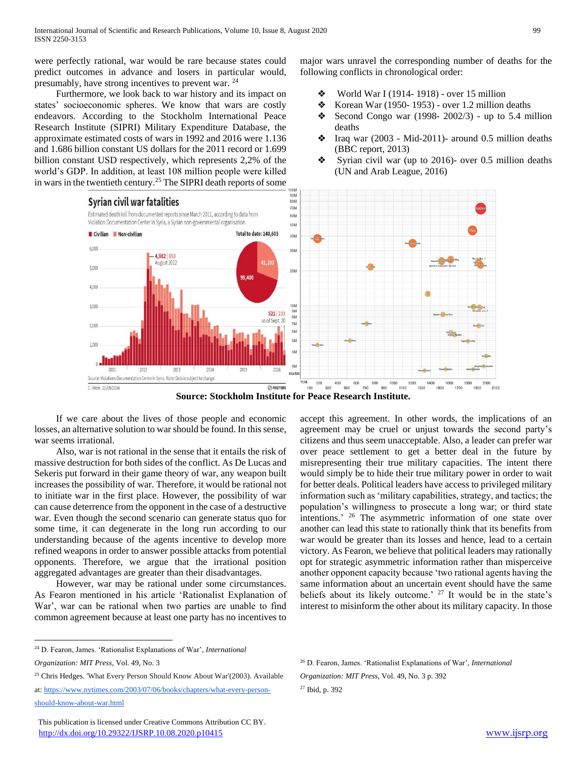were perfectly rational, war would be rare because states could predict outcomes in advance and losers in particular would, presumably, have strong incentives to prevent war. [24]

Furthermore, we look back to war history and its impact on states' socioeconomic spheres. We know that wars are costly endeavors. According to the Stockholm International Peace Research Institute (SIPRI) Military Expenditure Database, the approximate estimated costs of wars in 1992 and 2016 were 1.136 and 1.686 billion constant US dollars for the 2011 record or 1.699 billion constant USD respectively, which represents 2,2% of the world's GDP. In addition, at least 108 million people were killed in wars in the twentieth century.[25] The SIPRI death reports of some major wars unravel the corresponding number of deaths for the following conflicts in chronological order:

- World War I (1914- 1918) - over 15 million
- Korean War (1950- 1953) - over 1.2 million deaths
- Second Congo war (1998- 2002/3) - up to 5.4 million deaths
- Iraq war (2003 - Mid-2011)- around 0.5 million deaths (BBC report, 2013)
- Syrian civil war (up to 2016)- over 0.5 million deaths (UN and Arab League, 2016)

**Source: Stockholm Institute for Peace Research Institute.**

If we care about the lives of those people and economic losses, an alternative solution to war should be found. In this sense, war seems irrational.

Also, war is not rational in the sense that it entails the risk of massive destruction for both sides of the conflict. As De Lucas and Sekeris put forward in their game theory of war, any weapon built increases the possibility of war. Therefore, it would be rational not to initiate war in the first place. However, the possibility of war can cause deterrence from the opponent in the case of a destructive war. Even though the second scenario can generate status quo for some time, it can degenerate in the long run according to our understanding because of the agents incentive to develop more refined weapons in order to answer possible attacks from potential opponents. Therefore, we argue that the irrational position aggregated advantages are greater than their disadvantages.

However, war may be rational under some circumstances. As Fearon mentioned in his article 'Rationalist Explanation of War', war can be rational when two parties are unable to find common agreement because at least one party has no incentives to accept this agreement. In other words, the implications of an agreement may be cruel or unjust towards the second party's citizens and thus seem unacceptable. Also, a leader can prefer war over peace settlement to get a better deal in the future by misrepresenting their true military capacities. The intent there would simply be to hide their true military power in order to wait for better deals. Political leaders have access to privileged military information such as 'military capabilities, strategy, and tactics; the population's willingness to prosecute a long war; or third state intentions.' [26] The asymmetric information of one state over another can lead this state to rationally think that its benefits from war would be greater than its losses and hence, lead to a certain victory. As Fearon, we believe that political leaders may rationally opt for strategic asymmetric information rather than misperceive another opponent capacity because 'two rational agents having the same information about an uncertain event should have the same beliefs about its likely outcome.' [27] It would be in the state's interest to misinform the other about its military capacity. In those

---

[24] D. Fearon, James. 'Rationalist Explanations of War', *International Organization: MIT Press*, Vol. 49, No. 3

[25] Chris Hedges. 'What Every Person Should Know About War'(2003). Available at: https://www.nytimes.com/2003/07/06/books/chapters/what-every-person-should-know-about-war.html

[26] D. Fearon, James. 'Rationalist Explanations of War', *International Organization: MIT Press*, Vol. 49, No. 3 p. 392

[27] Ibid, p. 392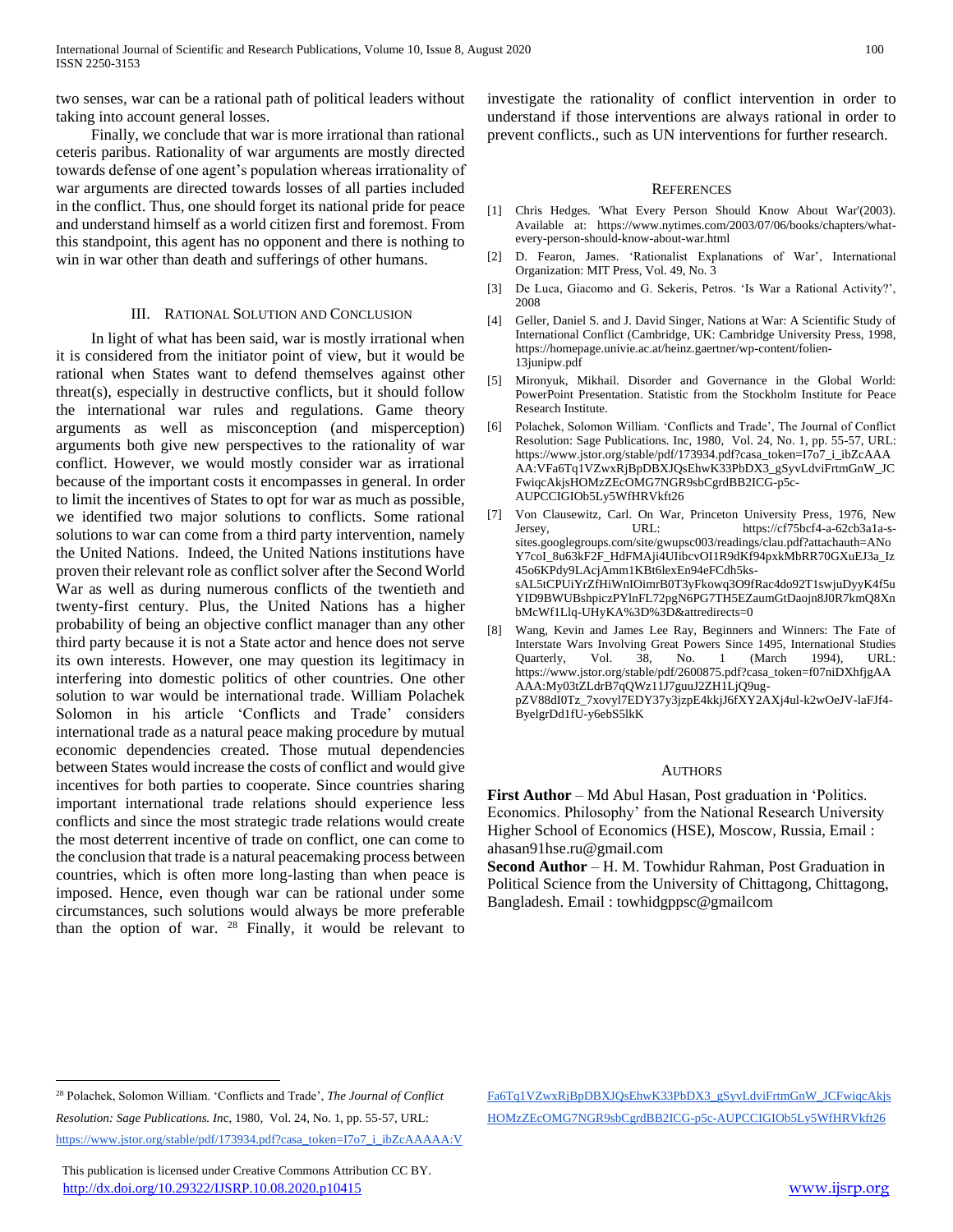two senses, war can be a rational path of political leaders without taking into account general losses.

Finally, we conclude that war is more irrational than rational ceteris paribus. Rationality of war arguments are mostly directed towards defense of one agent's population whereas irrationality of war arguments are directed towards losses of all parties included in the conflict. Thus, one should forget its national pride for peace and understand himself as a world citizen first and foremost. From this standpoint, this agent has no opponent and there is nothing to win in war other than death and sufferings of other humans.

## III. Rational Solution and Conclusion

In light of what has been said, war is mostly irrational when it is considered from the initiator point of view, but it would be rational when States want to defend themselves against other threat(s), especially in destructive conflicts, but it should follow the international war rules and regulations. Game theory arguments as well as misconception (and misperception) arguments both give new perspectives to the rationality of war conflict. However, we would mostly consider war as irrational because of the important costs it encompasses in general. In order to limit the incentives of States to opt for war as much as possible, we identified two major solutions to conflicts. Some rational solutions to war can come from a third party intervention, namely the United Nations. Indeed, the United Nations institutions have proven their relevant role as conflict solver after the Second World War as well as during numerous conflicts of the twentieth and twenty-first century. Plus, the United Nations has a higher probability of being an objective conflict manager than any other third party because it is not a State actor and hence does not serve its own interests. However, one may question its legitimacy in interfering into domestic politics of other countries. One other solution to war would be international trade. William Polachek Solomon in his article 'Conflicts and Trade' considers international trade as a natural peace making procedure by mutual economic dependencies created. Those mutual dependencies between States would increase the costs of conflict and would give incentives for both parties to cooperate. Since countries sharing important international trade relations should experience less conflicts and since the most strategic trade relations would create the most deterrent incentive of trade on conflict, one can come to the conclusion that trade is a natural peacemaking process between countries, which is often more long-lasting than when peace is imposed. Hence, even though war can be rational under some circumstances, such solutions would always be more preferable than the option of war. [28] Finally, it would be relevant to investigate the rationality of conflict intervention in order to understand if those interventions are always rational in order to prevent conflicts., such as UN interventions for further research.

## References

[1] Chris Hedges. 'What Every Person Should Know About War'(2003). Available at: https://www.nytimes.com/2003/07/06/books/chapters/what-every-person-should-know-about-war.html

[2] D. Fearon, James. 'Rationalist Explanations of War', International Organization: MIT Press, Vol. 49, No. 3

[3] De Luca, Giacomo and G. Sekeris, Petros. 'Is War a Rational Activity?', 2008

[4] Geller, Daniel S. and J. David Singer, Nations at War: A Scientific Study of International Conflict (Cambridge, UK: Cambridge University Press, 1998, https://homepage.univie.ac.at/heinz.gaertner/wp-content/folien-13junipw.pdf

[5] Mironyuk, Mikhail. Disorder and Governance in the Global World: PowerPoint Presentation. Statistic from the Stockholm Institute for Peace Research Institute.

[6] Polachek, Solomon William. 'Conflicts and Trade', The Journal of Conflict Resolution: Sage Publications. Inc, 1980, Vol. 24, No. 1, pp. 55-57, URL: https://www.jstor.org/stable/pdf/173934.pdf?casa_token=I7o7_i_ibZcAAAAA:VFa6Tq1VZwxRjBpDBXJQsEhwK33PbDX3_gSyvLdviFrtmGnW_JCFwiqcAkjsHOMzZEcOMG7NGR9sbCgrdBB2ICG-p5c-AUPCCIGIOb5Ly5WfHRVkft26

[7] Von Clausewitz, Carl. On War, Princeton University Press, 1976, New Jersey, URL: https://cf75bcf4-a-62cb3a1a-s-sites.googlegroups.com/site/gwupsc003/readings/clau.pdf?attachauth=ANoY7coI_8u63kF2F_HdFMAji4UIibcvOI1R9dKf94pxkMbRR70GXuEJ3a_Iz45o6KPdy9LAcjAmm1KBt6lexEn94eFCdh5ks-sAL5tCPUiYrZfHiWnIOimrB0T3yFkowq3O9fRac4do92T1swjuDyyK4f5uYID9BWUBshpiczPYlnFL72pgN6PG7TH5EZaumGtDaojn8J0R7kmQ8XnbMcWf1Llq-UHyKA%3D%3D&attredirects=0

[8] Wang, Kevin and James Lee Ray, Beginners and Winners: The Fate of Interstate Wars Involving Great Powers Since 1495, International Studies Quarterly, Vol. 38, No. 1 (March 1994), URL: https://www.jstor.org/stable/pdf/2600875.pdf?casa_token=f07niDXhfjgAAAAA:My03tZLdrB7qQWz11J7guuJ2ZH1LjQ9ug-pZV88dI0Tz_7xovyl7EDY37y3jzpE4kkjJ6fXY2AXj4ul-k2wOeJV-laFJf4-ByelgrDd1fU-y6ebS5lkK

## Authors

**First Author** – Md Abul Hasan, Post graduation in 'Politics. Economics. Philosophy' from the National Research University Higher School of Economics (HSE), Moscow, Russia, Email : ahasan91hse.ru@gmail.com

**Second Author** – H. M. Towhidur Rahman, Post Graduation in Political Science from the University of Chittagong, Chittagong, Bangladesh. Email : towhidgppsc@gmailcom

---

[28] Polachek, Solomon William. 'Conflicts and Trade', *The Journal of Conflict Resolution: Sage Publications. Inc*, 1980, Vol. 24, No. 1, pp. 55-57, URL: https://www.jstor.org/stable/pdf/173934.pdf?casa_token=I7o7_i_ibZcAAAAA:VFa6Tq1VZwxRjBpDBXJQsEhwK33PbDX3_gSyvLdviFrtmGnW_JCFwiqcAkjsHOMzZEcOMG7NGR9sbCgrdBB2ICG-p5c-AUPCCIGIOb5Ly5WfHRVkft26

This publication is licensed under Creative Commons Attribution CC BY.
http://dx.doi.org/10.29322/IJSRP.10.08.2020.p10415